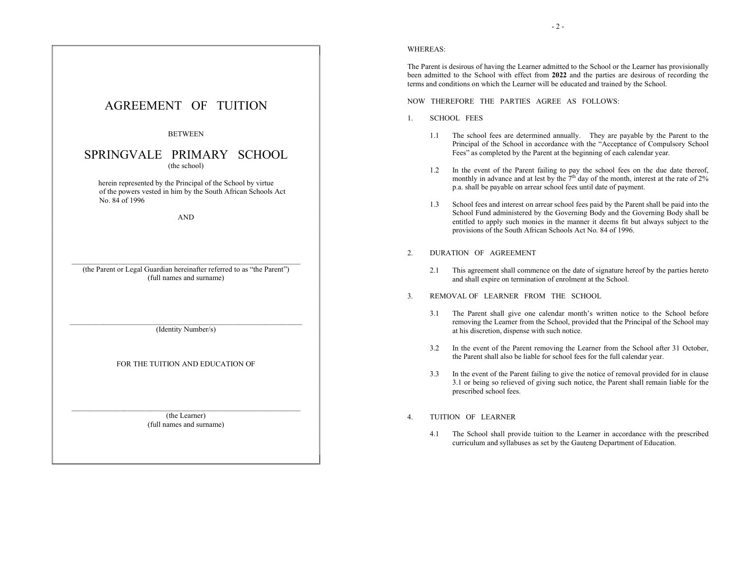# AGREEMENT OF TUITION

BETWEEN

## SPRINGVALE PRIMARY SCHOOL

(the school)

herein represented by the Principal of the School by virtue of the powers vested in him by the South African Schools Act No. 84 of 1996

AND

\_\_\_\_\_\_\_\_\_\_\_\_\_\_\_\_\_\_\_\_\_\_\_\_\_\_\_\_\_\_\_\_\_\_\_\_\_\_\_\_\_\_\_\_\_\_\_\_\_\_\_\_\_\_\_\_\_\_

(the Parent or Legal Guardian hereinafter referred to as "the Parent")
(full names and surname)

\_\_\_\_\_\_\_\_\_\_\_\_\_\_\_\_\_\_\_\_\_\_\_\_\_\_\_\_\_\_\_\_\_\_\_\_\_\_\_\_\_\_\_\_\_\_\_\_\_\_\_\_\_\_\_\_\_\_

(Identity Number/s)

FOR THE TUITION AND EDUCATION OF

\_\_\_\_\_\_\_\_\_\_\_\_\_\_\_\_\_\_\_\_\_\_\_\_\_\_\_\_\_\_\_\_\_\_\_\_\_\_\_\_\_\_\_\_\_\_\_\_\_\_\_\_\_\_\_\_\_\_

(the Learner)
(full names and surname)

WHEREAS:

The Parent is desirous of having the Learner admitted to the School or the Learner has provisionally been admitted to the School with effect from **2022** and the parties are desirous of recording the terms and conditions on which the Learner will be educated and trained by the School.

NOW THEREFORE THE PARTIES AGREE AS FOLLOWS:

1. SCHOOL FEES

   1.1 The school fees are determined annually. They are payable by the Parent to the Principal of the School in accordance with the "Acceptance of Compulsory School Fees" as completed by the Parent at the beginning of each calendar year.

   1.2 In the event of the Parent failing to pay the school fees on the due date thereof, monthly in advance and at lest by the 7th day of the month, interest at the rate of 2% p.a. shall be payable on arrear school fees until date of payment.

   1.3 School fees and interest on arrear school fees paid by the Parent shall be paid into the School Fund administered by the Governing Body and the Governing Body shall be entitled to apply such monies in the manner it deems fit but always subject to the provisions of the South African Schools Act No. 84 of 1996.

2. DURATION OF AGREEMENT

   2.1 This agreement shall commence on the date of signature hereof by the parties hereto and shall expire on termination of enrolment at the School.

3. REMOVAL OF LEARNER FROM THE SCHOOL

   3.1 The Parent shall give one calendar month's written notice to the School before removing the Learner from the School, provided that the Principal of the School may at his discretion, dispense with such notice.

   3.2 In the event of the Parent removing the Learner from the School after 31 October, the Parent shall also be liable for school fees for the full calendar year.

   3.3 In the event of the Parent failing to give the notice of removal provided for in clause 3.1 or being so relieved of giving such notice, the Parent shall remain liable for the prescribed school fees.

4. TUITION OF LEARNER

   4.1 The School shall provide tuition to the Learner in accordance with the prescribed curriculum and syllabuses as set by the Gauteng Department of Education.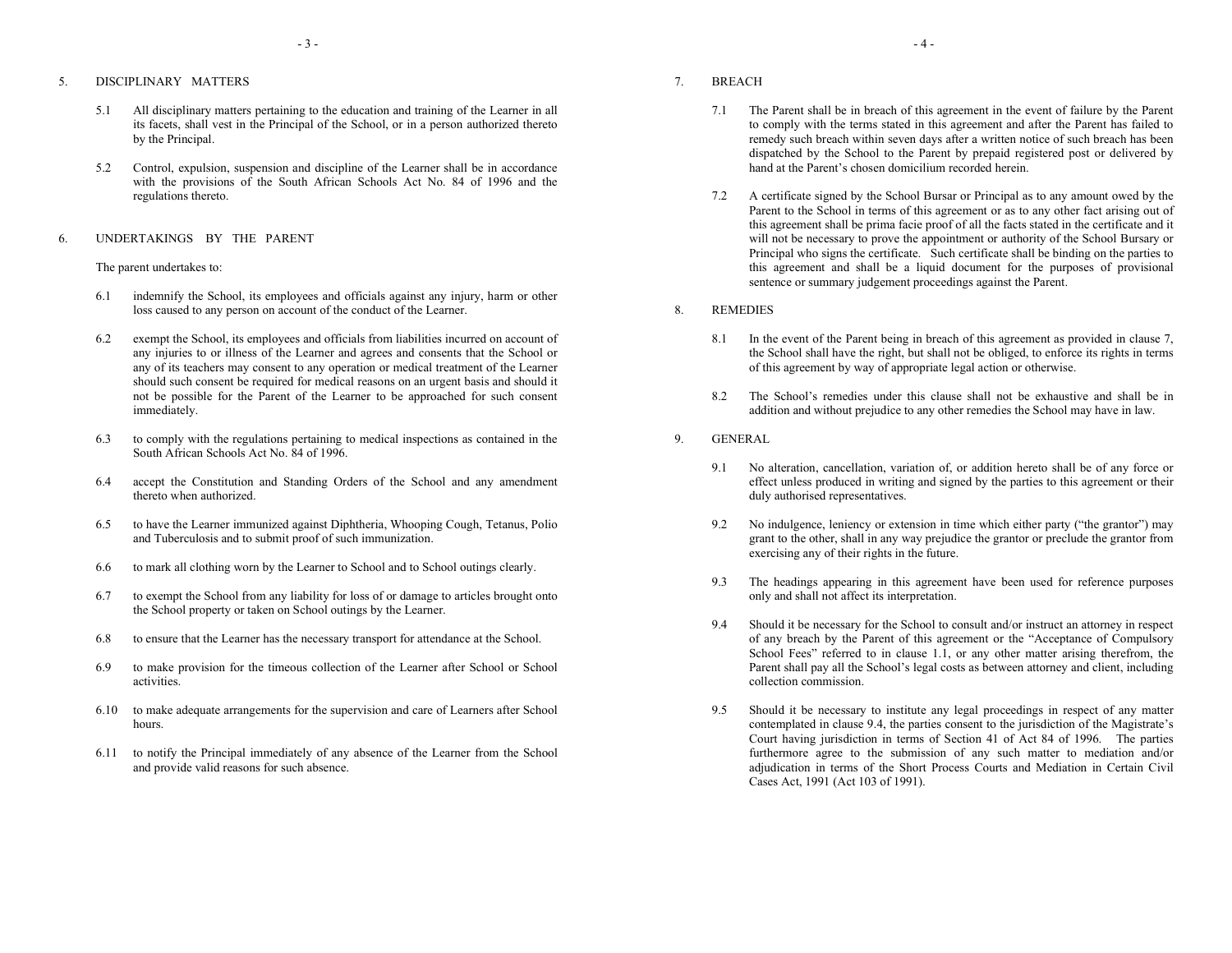## 5. DISCIPLINARY MATTERS

5.1 All disciplinary matters pertaining to the education and training of the Learner in all its facets, shall vest in the Principal of the School, or in a person authorized thereto by the Principal.

5.2 Control, expulsion, suspension and discipline of the Learner shall be in accordance with the provisions of the South African Schools Act No. 84 of 1996 and the regulations thereto.

## 6. UNDERTAKINGS BY THE PARENT

The parent undertakes to:

6.1 indemnify the School, its employees and officials against any injury, harm or other loss caused to any person on account of the conduct of the Learner.

6.2 exempt the School, its employees and officials from liabilities incurred on account of any injuries to or illness of the Learner and agrees and consents that the School or any of its teachers may consent to any operation or medical treatment of the Learner should such consent be required for medical reasons on an urgent basis and should it not be possible for the Parent of the Learner to be approached for such consent immediately.

6.3 to comply with the regulations pertaining to medical inspections as contained in the South African Schools Act No. 84 of 1996.

6.4 accept the Constitution and Standing Orders of the School and any amendment thereto when authorized.

6.5 to have the Learner immunized against Diphtheria, Whooping Cough, Tetanus, Polio and Tuberculosis and to submit proof of such immunization.

6.6 to mark all clothing worn by the Learner to School and to School outings clearly.

6.7 to exempt the School from any liability for loss of or damage to articles brought onto the School property or taken on School outings by the Learner.

6.8 to ensure that the Learner has the necessary transport for attendance at the School.

6.9 to make provision for the timeous collection of the Learner after School or School activities.

6.10 to make adequate arrangements for the supervision and care of Learners after School hours.

6.11 to notify the Principal immediately of any absence of the Learner from the School and provide valid reasons for such absence.

## 7. BREACH

7.1 The Parent shall be in breach of this agreement in the event of failure by the Parent to comply with the terms stated in this agreement and after the Parent has failed to remedy such breach within seven days after a written notice of such breach has been dispatched by the School to the Parent by prepaid registered post or delivered by hand at the Parent's chosen domicilium recorded herein.

7.2 A certificate signed by the School Bursar or Principal as to any amount owed by the Parent to the School in terms of this agreement or as to any other fact arising out of this agreement shall be prima facie proof of all the facts stated in the certificate and it will not be necessary to prove the appointment or authority of the School Bursary or Principal who signs the certificate. Such certificate shall be binding on the parties to this agreement and shall be a liquid document for the purposes of provisional sentence or summary judgement proceedings against the Parent.

## 8. REMEDIES

8.1 In the event of the Parent being in breach of this agreement as provided in clause 7, the School shall have the right, but shall not be obliged, to enforce its rights in terms of this agreement by way of appropriate legal action or otherwise.

8.2 The School's remedies under this clause shall not be exhaustive and shall be in addition and without prejudice to any other remedies the School may have in law.

## 9. GENERAL

9.1 No alteration, cancellation, variation of, or addition hereto shall be of any force or effect unless produced in writing and signed by the parties to this agreement or their duly authorised representatives.

9.2 No indulgence, leniency or extension in time which either party ("the grantor") may grant to the other, shall in any way prejudice the grantor or preclude the grantor from exercising any of their rights in the future.

9.3 The headings appearing in this agreement have been used for reference purposes only and shall not affect its interpretation.

9.4 Should it be necessary for the School to consult and/or instruct an attorney in respect of any breach by the Parent of this agreement or the "Acceptance of Compulsory School Fees" referred to in clause 1.1, or any other matter arising therefrom, the Parent shall pay all the School's legal costs as between attorney and client, including collection commission.

9.5 Should it be necessary to institute any legal proceedings in respect of any matter contemplated in clause 9.4, the parties consent to the jurisdiction of the Magistrate's Court having jurisdiction in terms of Section 41 of Act 84 of 1996. The parties furthermore agree to the submission of any such matter to mediation and/or adjudication in terms of the Short Process Courts and Mediation in Certain Civil Cases Act, 1991 (Act 103 of 1991).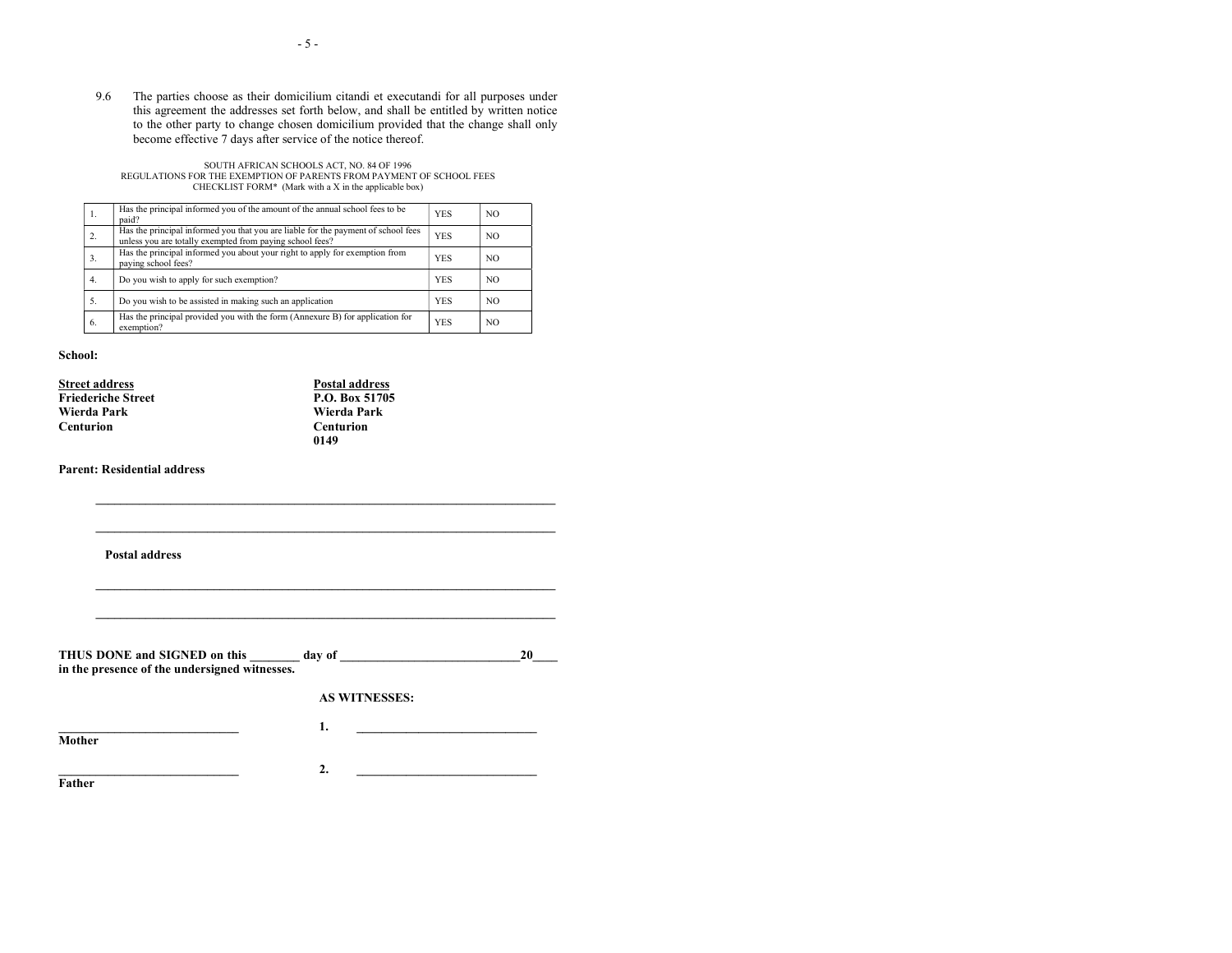9.6 The parties choose as their domicilium citandi et executandi for all purposes under this agreement the addresses set forth below, and shall be entitled by written notice to the other party to change chosen domicilium provided that the change shall only become effective 7 days after service of the notice thereof.

SOUTH AFRICAN SCHOOLS ACT, NO. 84 OF 1996
REGULATIONS FOR THE EXEMPTION OF PARENTS FROM PAYMENT OF SCHOOL FEES
CHECKLIST FORM* (Mark with a X in the applicable box)

| | | | |
|---|---|---|---|
| 1. | Has the principal informed you of the amount of the annual school fees to be paid? | YES | NO |
| 2. | Has the principal informed you that you are liable for the payment of school fees unless you are totally exempted from paying school fees? | YES | NO |
| 3. | Has the principal informed you about your right to apply for exemption from paying school fees? | YES | NO |
| 4. | Do you wish to apply for such exemption? | YES | NO |
| 5. | Do you wish to be assisted in making such an application | YES | NO |
| 6. | Has the principal provided you with the form (Annexure B) for application for exemption? | YES | NO |

**School:**

**Street address**
**Friederiche Street**
**Wierda Park**
**Centurion**

**Postal address**
**P.O. Box 51705**
**Wierda Park**
**Centurion**
**0149**

**Parent: Residential address**

_____________________________________________________________________________

_____________________________________________________________________________

**Postal address**

_____________________________________________________________________________

_____________________________________________________________________________

**THUS DONE and SIGNED on this ________ day of _____________________________20____ in the presence of the undersigned witnesses.**

**AS WITNESSES:**

______________________________ **1.** ______________________________
**Mother**

______________________________ **2.** ______________________________
**Father**